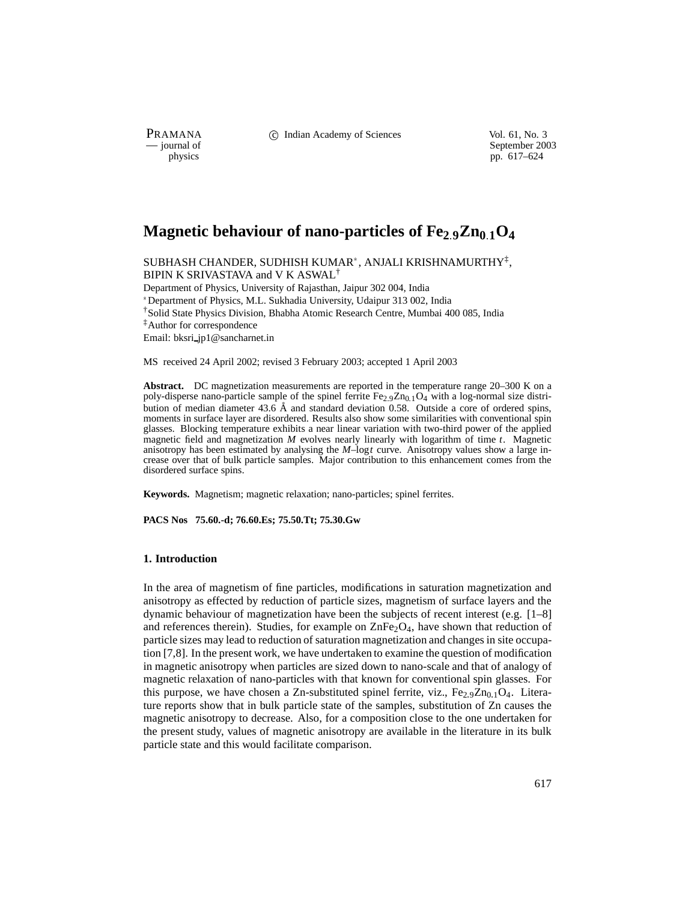# Magnetic behaviour of nano-particles of $Fe_{2.9}Zn_{0.1}O_4$

SUBHASH CHANDER, SUDHISH KUMAR[*], ANJALI KRISHNAMURTHY[‡], BIPIN K SRIVASTAVA and V K ASWAL[†]

Department of Physics, University of Rajasthan, Jaipur 302 004, India

[*] Department of Physics, M.L. Sukhadia University, Udaipur 313 002, India

[†] Solid State Physics Division, Bhabha Atomic Research Centre, Mumbai 400 085, India

[‡] Author for correspondence

Email: bksri_jp1@sancharnet.in

MS received 24 April 2002; revised 3 February 2003; accepted 1 April 2003

**Abstract.** DC magnetization measurements are reported in the temperature range 20–300 K on a poly-disperse nano-particle sample of the spinel ferrite $Fe_{2.9}Zn_{0.1}O_4$ with a log-normal size distribution of median diameter 43.6 Å and standard deviation 0.58. Outside a core of ordered spins, moments in surface layer are disordered. Results also show some similarities with conventional spin glasses. Blocking temperature exhibits a near linear variation with two-third power of the applied magnetic field and magnetization $M$ evolves nearly linearly with logarithm of time $t$. Magnetic anisotropy has been estimated by analysing the $M$–log$t$ curve. Anisotropy values show a large increase over that of bulk particle samples. Major contribution to this enhancement comes from the disordered surface spins.

**Keywords.** Magnetism; magnetic relaxation; nano-particles; spinel ferrites.

**PACS Nos 75.60.-d; 76.60.Es; 75.50.Tt; 75.30.Gw**

## 1. Introduction

In the area of magnetism of fine particles, modifications in saturation magnetization and anisotropy as effected by reduction of particle sizes, magnetism of surface layers and the dynamic behaviour of magnetization have been the subjects of recent interest (e.g. [1–8] and references therein). Studies, for example on $ZnFe_2O_4$, have shown that reduction of particle sizes may lead to reduction of saturation magnetization and changes in site occupation [7,8]. In the present work, we have undertaken to examine the question of modification in magnetic anisotropy when particles are sized down to nano-scale and that of analogy of magnetic relaxation of nano-particles with that known for conventional spin glasses. For this purpose, we have chosen a Zn-substituted spinel ferrite, viz., $Fe_{2.9}Zn_{0.1}O_4$. Literature reports show that in bulk particle state of the samples, substitution of Zn causes the magnetic anisotropy to decrease. Also, for a composition close to the one undertaken for the present study, values of magnetic anisotropy are available in the literature in its bulk particle state and this would facilitate comparison.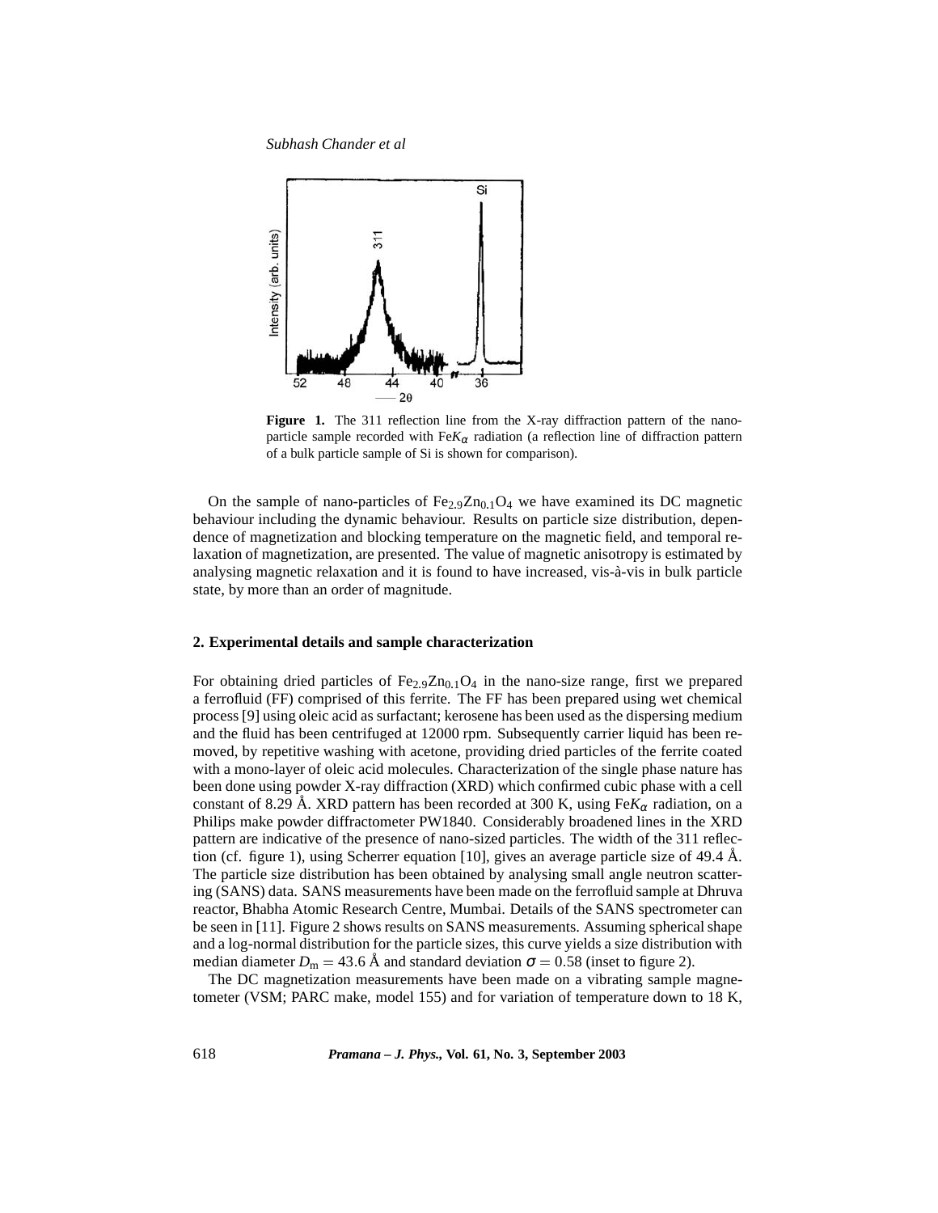**Figure 1.** The 311 reflection line from the X-ray diffraction pattern of the nano-particle sample recorded with Fe$K_\alpha$ radiation (a reflection line of diffraction pattern of a bulk particle sample of Si is shown for comparison).

On the sample of nano-particles of $Fe_{2.9}Zn_{0.1}O_4$ we have examined its DC magnetic behaviour including the dynamic behaviour. Results on particle size distribution, dependence of magnetization and blocking temperature on the magnetic field, and temporal relaxation of magnetization, are presented. The value of magnetic anisotropy is estimated by analysing magnetic relaxation and it is found to have increased, vis-à-vis in bulk particle state, by more than an order of magnitude.

## 2. Experimental details and sample characterization

For obtaining dried particles of $Fe_{2.9}Zn_{0.1}O_4$ in the nano-size range, first we prepared a ferrofluid (FF) comprised of this ferrite. The FF has been prepared using wet chemical process [9] using oleic acid as surfactant; kerosene has been used as the dispersing medium and the fluid has been centrifuged at 12000 rpm. Subsequently carrier liquid has been removed, by repetitive washing with acetone, providing dried particles of the ferrite coated with a mono-layer of oleic acid molecules. Characterization of the single phase nature has been done using powder X-ray diffraction (XRD) which confirmed cubic phase with a cell constant of 8.29 Å. XRD pattern has been recorded at 300 K, using Fe$K_\alpha$ radiation, on a Philips make powder diffractometer PW1840. Considerably broadened lines in the XRD pattern are indicative of the presence of nano-sized particles. The width of the 311 reflection (cf. figure 1), using Scherrer equation [10], gives an average particle size of 49.4 Å. The particle size distribution has been obtained by analysing small angle neutron scattering (SANS) data. SANS measurements have been made on the ferrofluid sample at Dhruva reactor, Bhabha Atomic Research Centre, Mumbai. Details of the SANS spectrometer can be seen in [11]. Figure 2 shows results on SANS measurements. Assuming spherical shape and a log-normal distribution for the particle sizes, this curve yields a size distribution with median diameter $D_m = 43.6$ Å and standard deviation $\sigma = 0.58$ (inset to figure 2).

The DC magnetization measurements have been made on a vibrating sample magnetometer (VSM; PARC make, model 155) and for variation of temperature down to 18 K,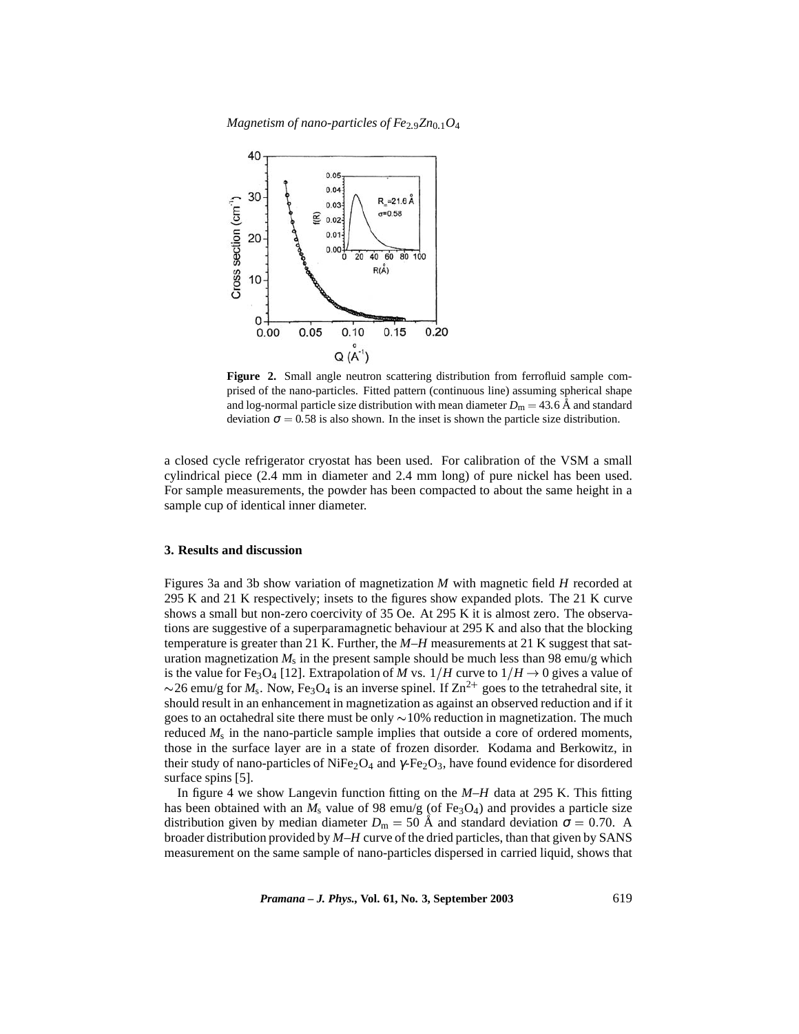Figure 2. Small angle neutron scattering distribution from ferrofluid sample comprised of the nano-particles. Fitted pattern (continuous line) assuming spherical shape and log-normal particle size distribution with mean diameter $D_m = 43.6$ Å and standard deviation $\sigma = 0.58$ is also shown. In the inset is shown the particle size distribution.

a closed cycle refrigerator cryostat has been used. For calibration of the VSM a small cylindrical piece (2.4 mm in diameter and 2.4 mm long) of pure nickel has been used. For sample measurements, the powder has been compacted to about the same height in a sample cup of identical inner diameter.

### 3. Results and discussion

Figures 3a and 3b show variation of magnetization $M$ with magnetic field $H$ recorded at 295 K and 21 K respectively; insets to the figures show expanded plots. The 21 K curve shows a small but non-zero coercivity of 35 Oe. At 295 K it is almost zero. The observations are suggestive of a superparamagnetic behaviour at 295 K and also that the blocking temperature is greater than 21 K. Further, the $M$–$H$ measurements at 21 K suggest that saturation magnetization $M_s$ in the present sample should be much less than 98 emu/g which is the value for $Fe_3O_4$ [12]. Extrapolation of $M$ vs. $1/H$ curve to $1/H \rightarrow 0$ gives a value of $\sim$26 emu/g for $M_s$. Now, $Fe_3O_4$ is an inverse spinel. If $Zn^{2+}$ goes to the tetrahedral site, it should result in an enhancement in magnetization as against an observed reduction and if it goes to an octahedral site there must be only $\sim$10% reduction in magnetization. The much reduced $M_s$ in the nano-particle sample implies that outside a core of ordered moments, those in the surface layer are in a state of frozen disorder. Kodama and Berkowitz, in their study of nano-particles of $NiFe_2O_4$ and $\gamma$-$Fe_2O_3$, have found evidence for disordered surface spins [5].

In figure 4 we show Langevin function fitting on the $M$–$H$ data at 295 K. This fitting has been obtained with an $M_s$ value of 98 emu/g (of $Fe_3O_4$) and provides a particle size distribution given by median diameter $D_m = 50$ Å and standard deviation $\sigma = 0.70$. A broader distribution provided by $M$–$H$ curve of the dried particles, than that given by SANS measurement on the same sample of nano-particles dispersed in carried liquid, shows that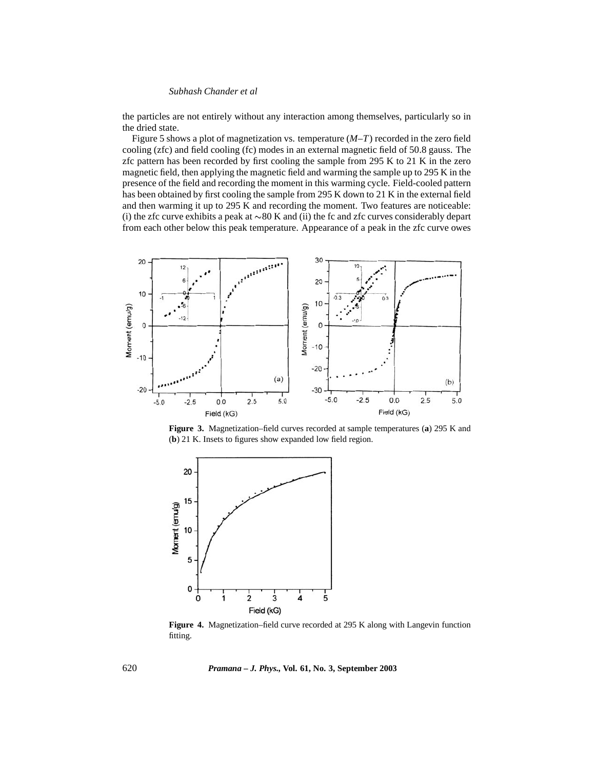the particles are not entirely without any interaction among themselves, particularly so in the dried state.

Figure 5 shows a plot of magnetization vs. temperature ($M$–$T$) recorded in the zero field cooling (zfc) and field cooling (fc) modes in an external magnetic field of 50.8 gauss. The zfc pattern has been recorded by first cooling the sample from 295 K to 21 K in the zero magnetic field, then applying the magnetic field and warming the sample up to 295 K in the presence of the field and recording the moment in this warming cycle. Field-cooled pattern has been obtained by first cooling the sample from 295 K down to 21 K in the external field and then warming it up to 295 K and recording the moment. Two features are noticeable: (i) the zfc curve exhibits a peak at $\sim$80 K and (ii) the fc and zfc curves considerably depart from each other below this peak temperature. Appearance of a peak in the zfc curve owes

**Figure 3.** Magnetization–field curves recorded at sample temperatures (**a**) 295 K and (**b**) 21 K. Insets to figures show expanded low field region.

**Figure 4.** Magnetization–field curve recorded at 295 K along with Langevin function fitting.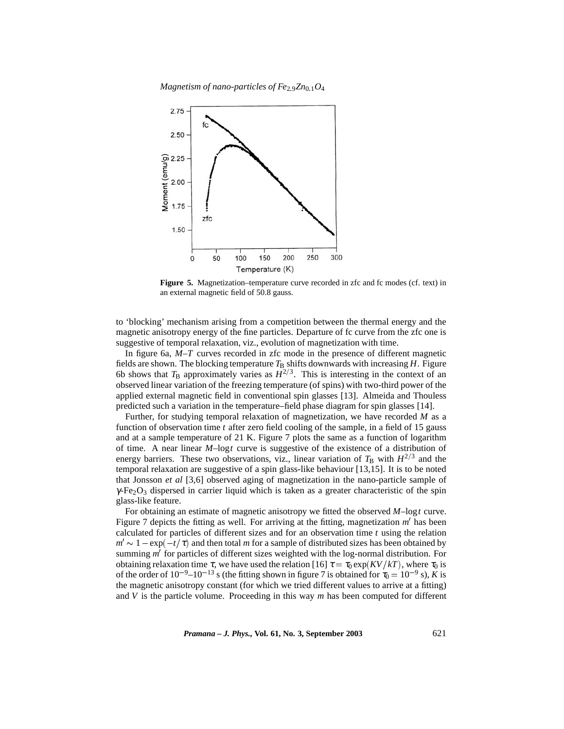**Figure 5.** Magnetization–temperature curve recorded in zfc and fc modes (cf. text) in an external magnetic field of 50.8 gauss.

to 'blocking' mechanism arising from a competition between the thermal energy and the magnetic anisotropy energy of the fine particles. Departure of fc curve from the zfc one is suggestive of temporal relaxation, viz., evolution of magnetization with time.

In figure 6a, $M$–$T$ curves recorded in zfc mode in the presence of different magnetic fields are shown. The blocking temperature $T_B$ shifts downwards with increasing $H$. Figure 6b shows that $T_B$ approximately varies as $H^{2/3}$. This is interesting in the context of an observed linear variation of the freezing temperature (of spins) with two-third power of the applied external magnetic field in conventional spin glasses [13]. Almeida and Thouless predicted such a variation in the temperature–field phase diagram for spin glasses [14].

Further, for studying temporal relaxation of magnetization, we have recorded $M$ as a function of observation time $t$ after zero field cooling of the sample, in a field of 15 gauss and at a sample temperature of 21 K. Figure 7 plots the same as a function of logarithm of time. A near linear $M$–$\log t$ curve is suggestive of the existence of a distribution of energy barriers. These two observations, viz., linear variation of $T_B$ with $H^{2/3}$ and the temporal relaxation are suggestive of a spin glass-like behaviour [13,15]. It is to be noted that Jonsson *et al* [3,6] observed aging of magnetization in the nano-particle sample of $\gamma$-$Fe_2O_3$ dispersed in carrier liquid which is taken as a greater characteristic of the spin glass-like feature.

For obtaining an estimate of magnetic anisotropy we fitted the observed $M$–$\log t$ curve. Figure 7 depicts the fitting as well. For arriving at the fitting, magnetization $m'$ has been calculated for particles of different sizes and for an observation time $t$ using the relation $m' \sim 1 - \exp(-t/\tau)$ and then total $m$ for a sample of distributed sizes has been obtained by summing $m'$ for particles of different sizes weighted with the log-normal distribution. For obtaining relaxation time $\tau$, we have used the relation [16] $\tau = \tau_0 \exp(KV/kT)$, where $\tau_0$ is of the order of $10^{-9}$–$10^{-13}$ s (the fitting shown in figure 7 is obtained for $\tau_0 = 10^{-9}$ s), $K$ is the magnetic anisotropy constant (for which we tried different values to arrive at a fitting) and $V$ is the particle volume. Proceeding in this way $m$ has been computed for different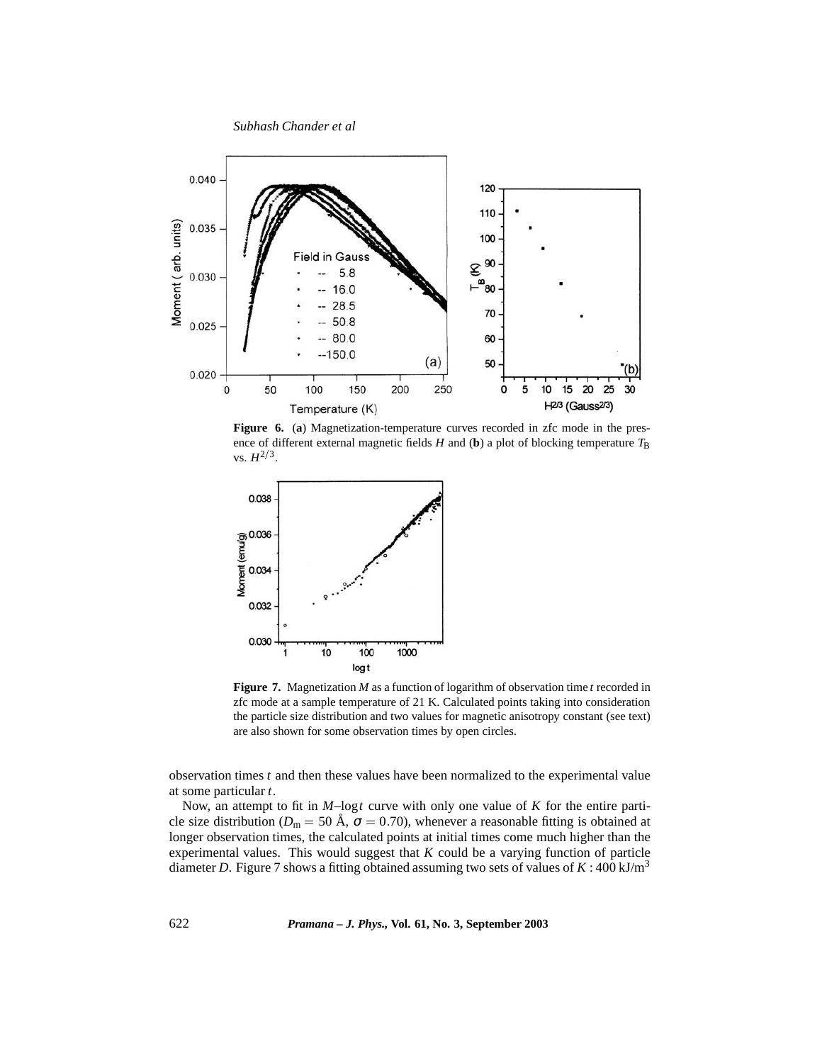**Figure 6.** (**a**) Magnetization-temperature curves recorded in zfc mode in the presence of different external magnetic fields $H$ and (**b**) a plot of blocking temperature $T_B$ vs. $H^{2/3}$.

**Figure 7.** Magnetization $M$ as a function of logarithm of observation time $t$ recorded in zfc mode at a sample temperature of 21 K. Calculated points taking into consideration the particle size distribution and two values for magnetic anisotropy constant (see text) are also shown for some observation times by open circles.

observation times $t$ and then these values have been normalized to the experimental value at some particular $t$.

Now, an attempt to fit in $M$–$\log t$ curve with only one value of $K$ for the entire particle size distribution ($D_m = 50$ Å, $\sigma = 0.70$), whenever a reasonable fitting is obtained at longer observation times, the calculated points at initial times come much higher than the experimental values. This would suggest that $K$ could be a varying function of particle diameter $D$. Figure 7 shows a fitting obtained assuming two sets of values of $K$ : 400 kJ/m$^3$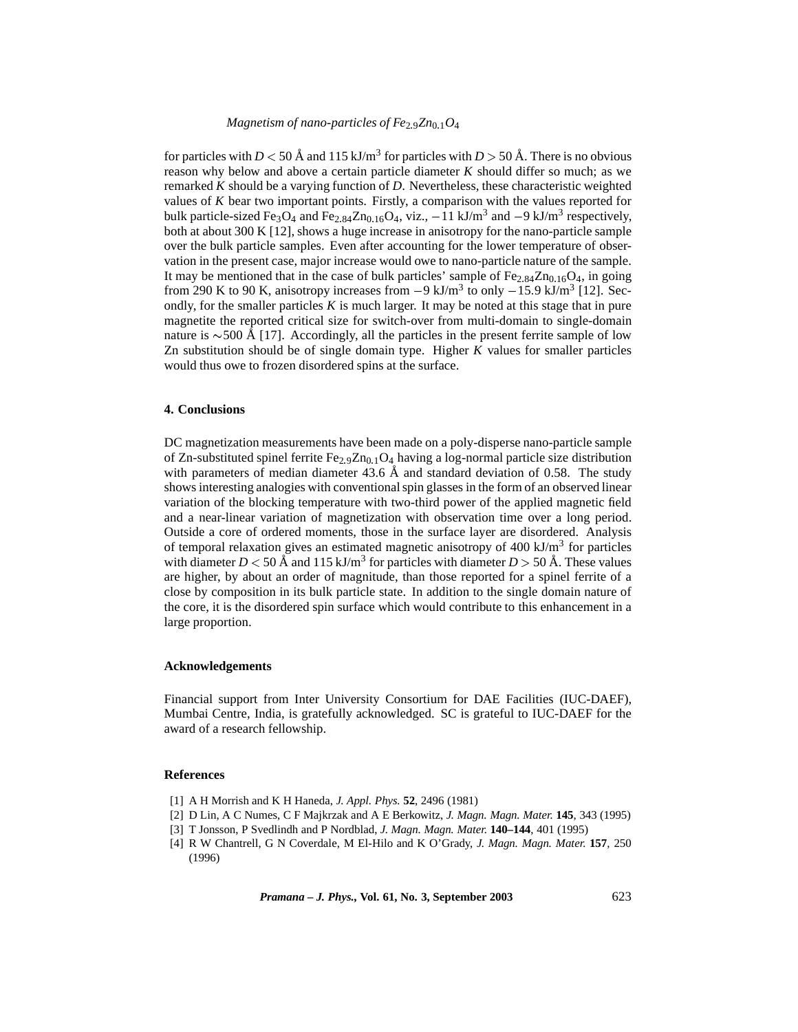for particles with $D < 50$ Å and 115 kJ/m$^3$ for particles with $D > 50$ Å. There is no obvious reason why below and above a certain particle diameter $K$ should differ so much; as we remarked $K$ should be a varying function of $D$. Nevertheless, these characteristic weighted values of $K$ bear two important points. Firstly, a comparison with the values reported for bulk particle-sized $Fe_3O_4$ and $Fe_{2.84}Zn_{0.16}O_4$, viz., $-11$ kJ/m$^3$ and $-9$ kJ/m$^3$ respectively, both at about 300 K [12], shows a huge increase in anisotropy for the nano-particle sample over the bulk particle samples. Even after accounting for the lower temperature of observation in the present case, major increase would owe to nano-particle nature of the sample. It may be mentioned that in the case of bulk particles' sample of $Fe_{2.84}Zn_{0.16}O_4$, in going from 290 K to 90 K, anisotropy increases from $-9$ kJ/m$^3$ to only $-15.9$ kJ/m$^3$ [12]. Secondly, for the smaller particles $K$ is much larger. It may be noted at this stage that in pure magnetite the reported critical size for switch-over from multi-domain to single-domain nature is $\sim$500 Å [17]. Accordingly, all the particles in the present ferrite sample of low Zn substitution should be of single domain type. Higher $K$ values for smaller particles would thus owe to frozen disordered spins at the surface.

## 4. Conclusions

DC magnetization measurements have been made on a poly-disperse nano-particle sample of Zn-substituted spinel ferrite $Fe_{2.9}Zn_{0.1}O_4$ having a log-normal particle size distribution with parameters of median diameter 43.6 Å and standard deviation of 0.58. The study shows interesting analogies with conventional spin glasses in the form of an observed linear variation of the blocking temperature with two-third power of the applied magnetic field and a near-linear variation of magnetization with observation time over a long period. Outside a core of ordered moments, those in the surface layer are disordered. Analysis of temporal relaxation gives an estimated magnetic anisotropy of 400 kJ/m$^3$ for particles with diameter $D < 50$ Å and 115 kJ/m$^3$ for particles with diameter $D > 50$ Å. These values are higher, by about an order of magnitude, than those reported for a spinel ferrite of a close by composition in its bulk particle state. In addition to the single domain nature of the core, it is the disordered spin surface which would contribute to this enhancement in a large proportion.

## Acknowledgements

Financial support from Inter University Consortium for DAE Facilities (IUC-DAEF), Mumbai Centre, India, is gratefully acknowledged. SC is grateful to IUC-DAEF for the award of a research fellowship.

## References

[1] A H Morrish and K H Haneda, *J. Appl. Phys.* **52**, 2496 (1981)

[2] D Lin, A C Numes, C F Majkrzak and A E Berkowitz, *J. Magn. Magn. Mater.* **145**, 343 (1995)

[3] T Jonsson, P Svedlindh and P Nordblad, *J. Magn. Magn. Mater.* **140–144**, 401 (1995)

[4] R W Chantrell, G N Coverdale, M El-Hilo and K O'Grady, *J. Magn. Magn. Mater.* **157**, 250 (1996)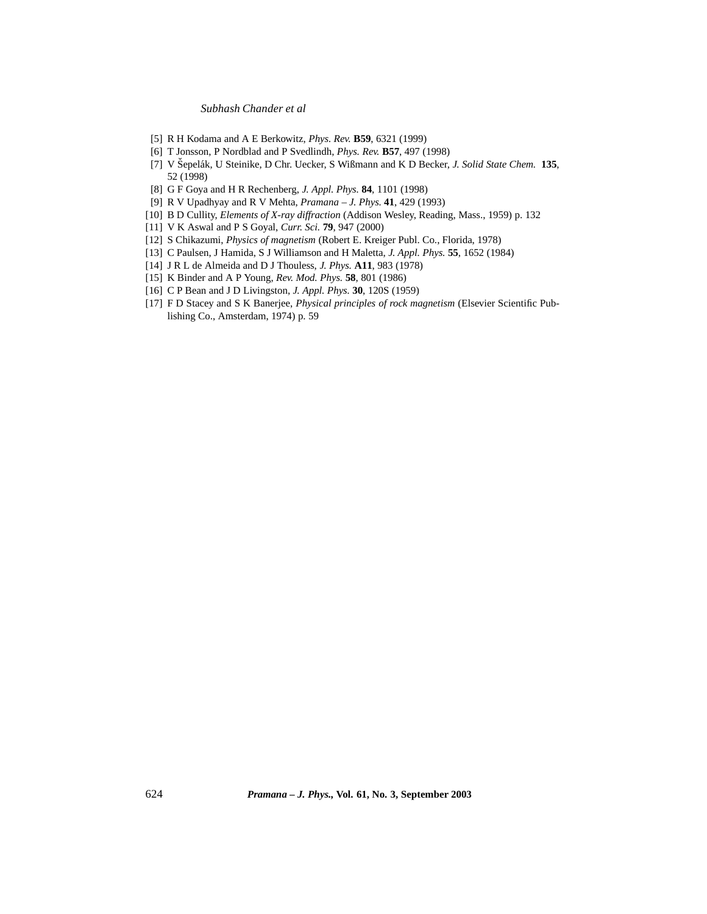[5] R H Kodama and A E Berkowitz, *Phys. Rev.* **B59**, 6321 (1999)
[6] T Jonsson, P Nordblad and P Svedlindh, *Phys. Rev.* **B57**, 497 (1998)
[7] V Šepelák, U Steinike, D Chr. Uecker, S Wißmann and K D Becker, *J. Solid State Chem.* **135**, 52 (1998)
[8] G F Goya and H R Rechenberg, *J. Appl. Phys.* **84**, 1101 (1998)
[9] R V Upadhyay and R V Mehta, *Pramana – J. Phys.* **41**, 429 (1993)
[10] B D Cullity, *Elements of X-ray diffraction* (Addison Wesley, Reading, Mass., 1959) p. 132
[11] V K Aswal and P S Goyal, *Curr. Sci.* **79**, 947 (2000)
[12] S Chikazumi, *Physics of magnetism* (Robert E. Kreiger Publ. Co., Florida, 1978)
[13] C Paulsen, J Hamida, S J Williamson and H Maletta, *J. Appl. Phys.* **55**, 1652 (1984)
[14] J R L de Almeida and D J Thouless, *J. Phys.* **A11**, 983 (1978)
[15] K Binder and A P Young, *Rev. Mod. Phys.* **58**, 801 (1986)
[16] C P Bean and J D Livingston, *J. Appl. Phys.* **30**, 120S (1959)
[17] F D Stacey and S K Banerjee, *Physical principles of rock magnetism* (Elsevier Scientific Publishing Co., Amsterdam, 1974) p. 59